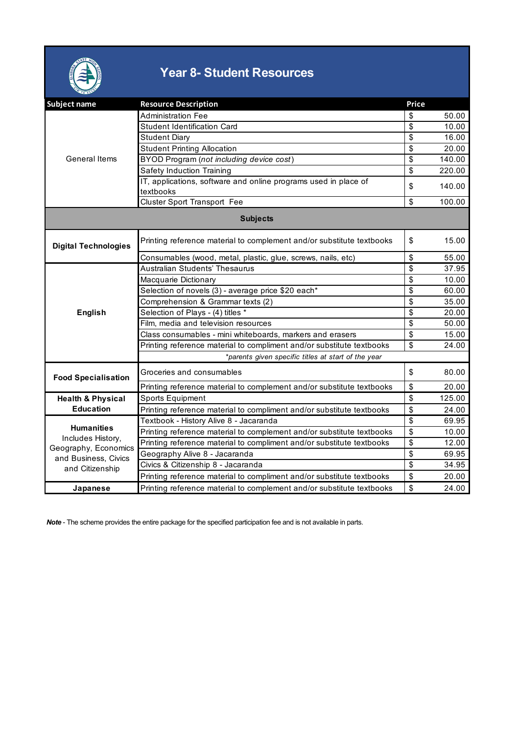# Year 8- Student Resources

| Subject name | Resource Description | Price |
|---|---|---|
| General Items | Administration Fee | $ 50.00 |
| | Student Identification Card | $ 10.00 |
| | Student Diary | $ 16.00 |
| | Student Printing Allocation | $ 20.00 |
| | BYOD Program (*not including device cost*) | $ 140.00 |
| | Safety Induction Training | $ 220.00 |
| | IT, applications, software and online programs used in place of textbooks | $ 140.00 |
| | Cluster Sport Transport Fee | $ 100.00 |
| **Subjects** | | |
| **Digital Technologies** | Printing reference material to complement and/or substitute textbooks | $ 15.00 |
| | Consumables (wood, metal, plastic, glue, screws, nails, etc) | $ 55.00 |
| **English** | Australian Students' Thesaurus | $ 37.95 |
| | Macquarie Dictionary | $ 10.00 |
| | Selection of novels (3) - average price $20 each* | $ 60.00 |
| | Comprehension & Grammar texts (2) | $ 35.00 |
| | Selection of Plays - (4) titles * | $ 20.00 |
| | Film, media and television resources | $ 50.00 |
| | Class consumables - mini whiteboards, markers and erasers | $ 15.00 |
| | Printing reference material to compliment and/or substitute textbooks | $ 24.00 |
| | *\*parents given specific titles at start of the year* | |
| **Food Specialisation** | Groceries and consumables | $ 80.00 |
| | Printing reference material to complement and/or substitute textbooks | $ 20.00 |
| **Health & Physical Education** | Sports Equipment | $ 125.00 |
| | Printing reference material to compliment and/or substitute textbooks | $ 24.00 |
| **Humanities** Includes History, Geography, Economics and Business, Civics and Citizenship | Textbook - History Alive 8 - Jacaranda | $ 69.95 |
| | Printing reference material to complement and/or substitute textbooks | $ 10.00 |
| | Printing reference material to compliment and/or substitute textbooks | $ 12.00 |
| | Geography Alive 8 - Jacaranda | $ 69.95 |
| | Civics & Citizenship 8 - Jacaranda | $ 34.95 |
| | Printing reference material to compliment and/or substitute textbooks | $ 20.00 |
| **Japanese** | Printing reference material to complement and/or substitute textbooks | $ 24.00 |

***Note*** - The scheme provides the entire package for the specified participation fee and is not available in parts.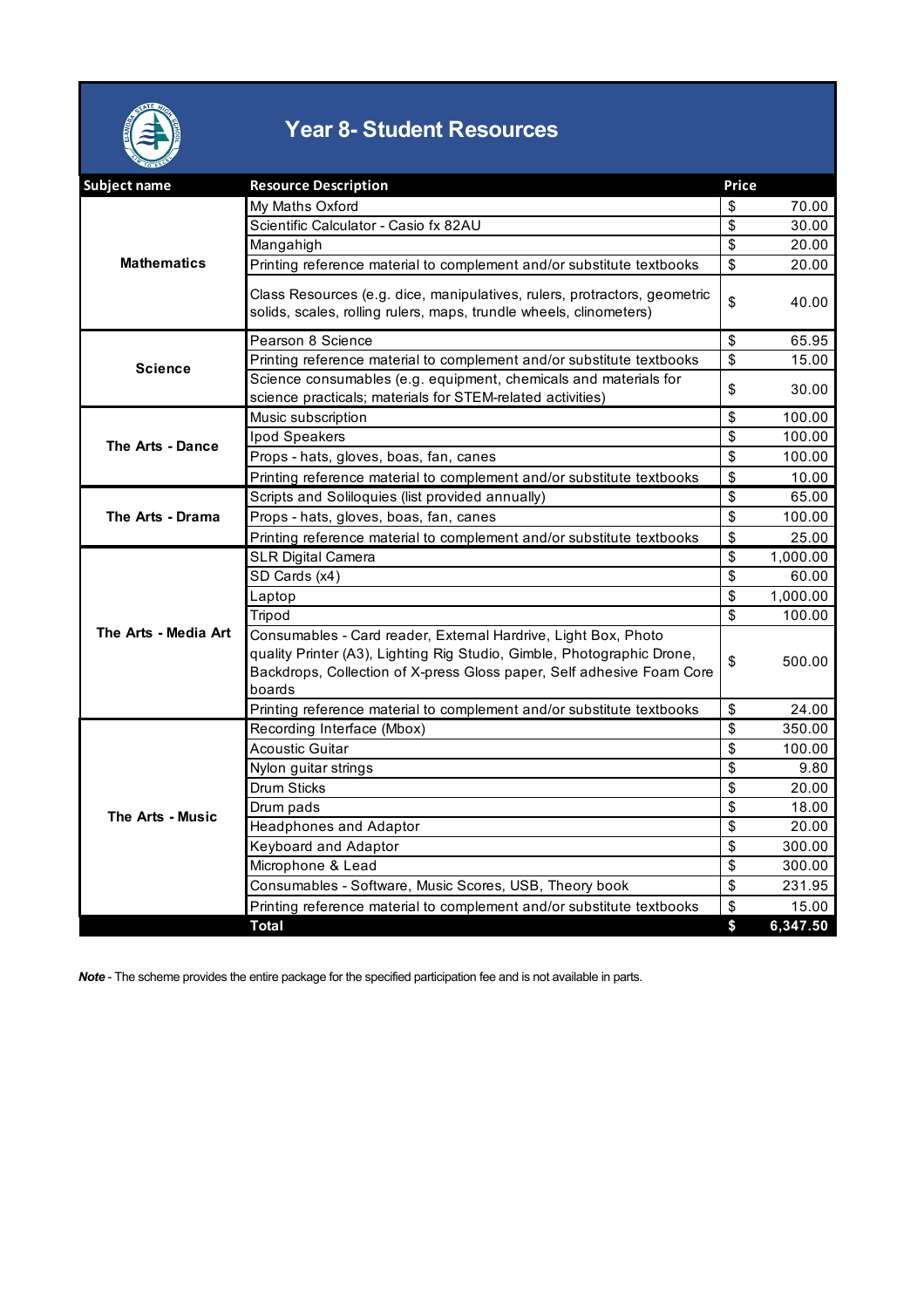# Year 8- Student Resources

| Subject name | Resource Description | Price |
|---|---|---|
| Mathematics | My Maths Oxford | $ 70.00 |
| | Scientific Calculator - Casio fx 82AU | $ 30.00 |
| | Mangahigh | $ 20.00 |
| | Printing reference material to complement and/or substitute textbooks | $ 20.00 |
| | Class Resources (e.g. dice, manipulatives, rulers, protractors, geometric solids, scales, rolling rulers, maps, trundle wheels, clinometers) | $ 40.00 |
| Science | Pearson 8 Science | $ 65.95 |
| | Printing reference material to complement and/or substitute textbooks | $ 15.00 |
| | Science consumables (e.g. equipment, chemicals and materials for science practicals; materials for STEM-related activities) | $ 30.00 |
| The Arts - Dance | Music subscription | $ 100.00 |
| | Ipod Speakers | $ 100.00 |
| | Props - hats, gloves, boas, fan, canes | $ 100.00 |
| | Printing reference material to complement and/or substitute textbooks | $ 10.00 |
| The Arts - Drama | Scripts and Soliloquies (list provided annually) | $ 65.00 |
| | Props - hats, gloves, boas, fan, canes | $ 100.00 |
| | Printing reference material to complement and/or substitute textbooks | $ 25.00 |
| The Arts - Media Art | SLR Digital Camera | $ 1,000.00 |
| | SD Cards (x4) | $ 60.00 |
| | Laptop | $ 1,000.00 |
| | Tripod | $ 100.00 |
| | Consumables - Card reader, External Hardrive, Light Box, Photo quality Printer (A3), Lighting Rig Studio, Gimble, Photographic Drone, Backdrops, Collection of X-press Gloss paper, Self adhesive Foam Core boards | $ 500.00 |
| | Printing reference material to complement and/or substitute textbooks | $ 24.00 |
| The Arts - Music | Recording Interface (Mbox) | $ 350.00 |
| | Acoustic Guitar | $ 100.00 |
| | Nylon guitar strings | $ 9.80 |
| | Drum Sticks | $ 20.00 |
| | Drum pads | $ 18.00 |
| | Headphones and Adaptor | $ 20.00 |
| | Keyboard and Adaptor | $ 300.00 |
| | Microphone & Lead | $ 300.00 |
| | Consumables - Software, Music Scores, USB, Theory book | $ 231.95 |
| | Printing reference material to complement and/or substitute textbooks | $ 15.00 |
| | **Total** | **$ 6,347.50** |

***Note*** - The scheme provides the entire package for the specified participation fee and is not available in parts.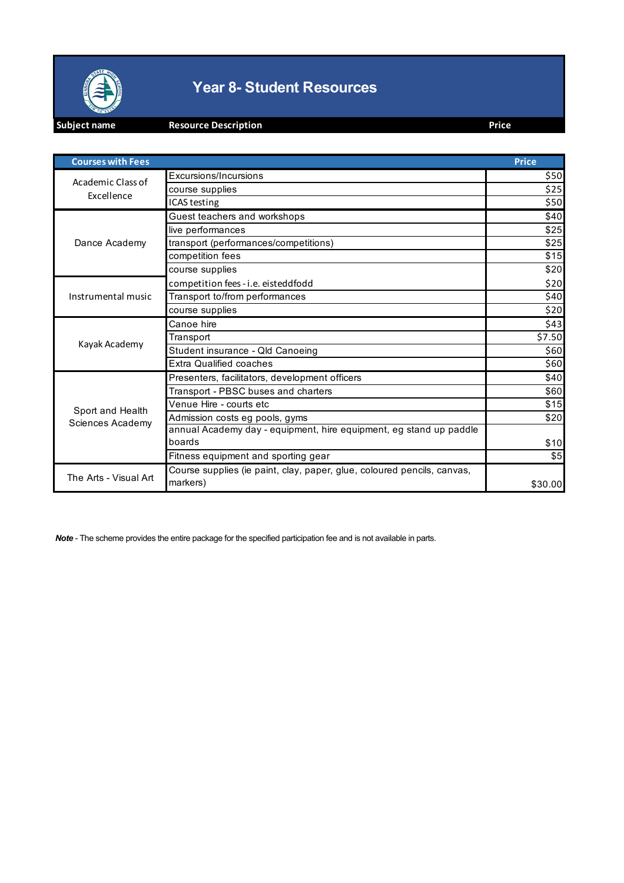# Year 8- Student Resources

| Subject name | Resource Description | Price |
|---|---|---|

| Courses with Fees | | Price |
|---|---|---|
| Academic Class of Excellence | Excursions/Incursions | $50 |
| | course supplies | $25 |
| | ICAS testing | $50 |
| Dance Academy | Guest teachers and workshops | $40 |
| | live performances | $25 |
| | transport (performances/competitions) | $25 |
| | competition fees | $15 |
| | course supplies | $20 |
| Instrumental music | competition fees - i.e. eisteddfodd | $20 |
| | Transport to/from performances | $40 |
| | course supplies | $20 |
| Kayak Academy | Canoe hire | $43 |
| | Transport | $7.50 |
| | Student insurance - Qld Canoeing | $60 |
| | Extra Qualified coaches | $60 |
| Sport and Health Sciences Academy | Presenters, facilitators, development officers | $40 |
| | Transport - PBSC buses and charters | $60 |
| | Venue Hire - courts etc | $15 |
| | Admission costs eg pools, gyms | $20 |
| | annual Academy day - equipment, hire equipment, eg stand up paddle boards | $10 |
| | Fitness equipment and sporting gear | $5 |
| The Arts - Visual Art | Course supplies (ie paint, clay, paper, glue, coloured pencils, canvas, markers) | $30.00 |

***Note*** - The scheme provides the entire package for the specified participation fee and is not available in parts.